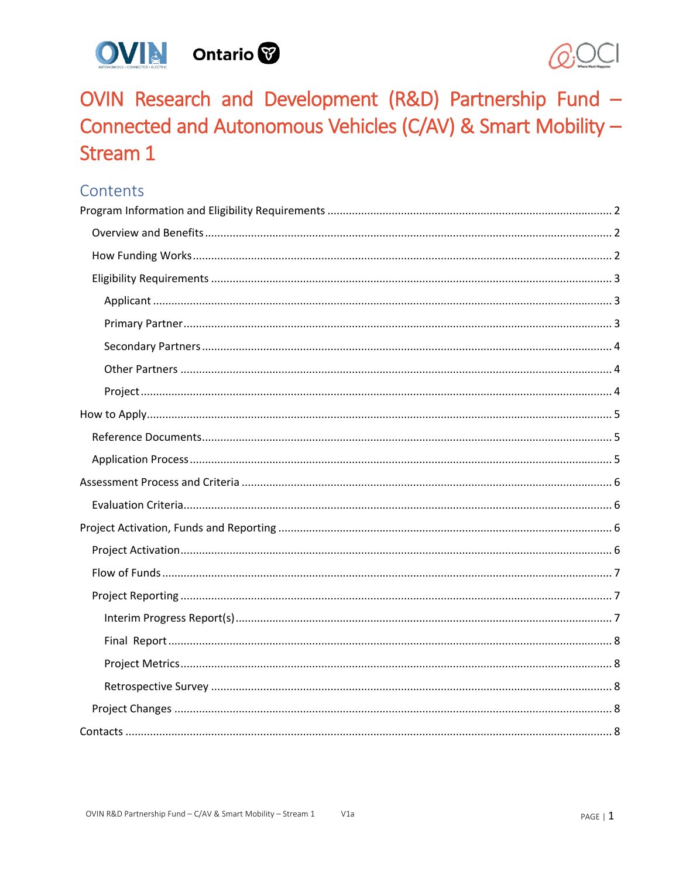# OVIN Research and Development (R&D) Partnership Fund – Connected and Autonomous Vehicles (C/AV) & Smart Mobility – Stream 1

## Contents

- Program Information and Eligibility Requirements ........ 2
  - Overview and Benefits ........ 2
  - How Funding Works ........ 2
  - Eligibility Requirements ........ 3
    - Applicant ........ 3
    - Primary Partner ........ 3
    - Secondary Partners ........ 4
    - Other Partners ........ 4
    - Project ........ 4
- How to Apply ........ 5
  - Reference Documents ........ 5
  - Application Process ........ 5
- Assessment Process and Criteria ........ 6
  - Evaluation Criteria ........ 6
- Project Activation, Funds and Reporting ........ 6
  - Project Activation ........ 6
  - Flow of Funds ........ 7
  - Project Reporting ........ 7
    - Interim Progress Report(s) ........ 7
    - Final Report ........ 8
    - Project Metrics ........ 8
    - Retrospective Survey ........ 8
  - Project Changes ........ 8
- Contacts ........ 8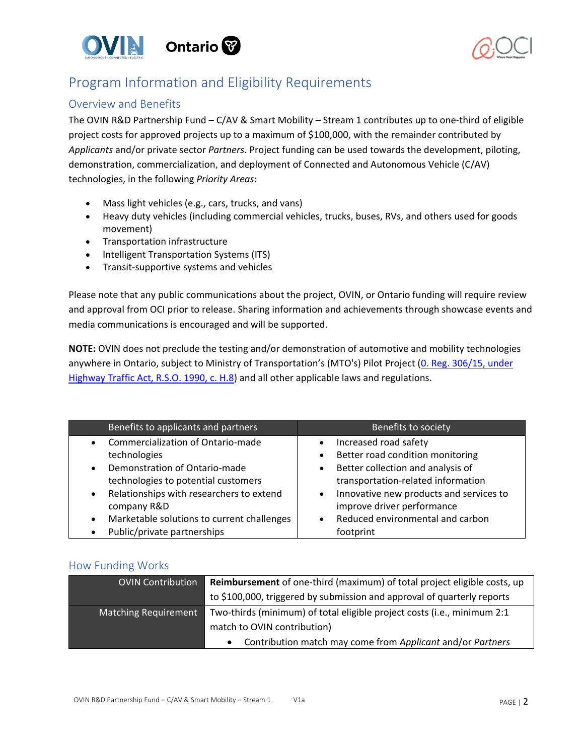## Program Information and Eligibility Requirements

### Overview and Benefits

The OVIN R&D Partnership Fund – C/AV & Smart Mobility – Stream 1 contributes up to one-third of eligible project costs for approved projects up to a maximum of $100,000, with the remainder contributed by *Applicants* and/or private sector *Partners*. Project funding can be used towards the development, piloting, demonstration, commercialization, and deployment of Connected and Autonomous Vehicle (C/AV) technologies, in the following *Priority Areas*:

- Mass light vehicles (e.g., cars, trucks, and vans)
- Heavy duty vehicles (including commercial vehicles, trucks, buses, RVs, and others used for goods movement)
- Transportation infrastructure
- Intelligent Transportation Systems (ITS)
- Transit-supportive systems and vehicles

Please note that any public communications about the project, OVIN, or Ontario funding will require review and approval from OCI prior to release. Sharing information and achievements through showcase events and media communications is encouraged and will be supported.

**NOTE:** OVIN does not preclude the testing and/or demonstration of automotive and mobility technologies anywhere in Ontario, subject to Ministry of Transportation's (MTO's) Pilot Project (0. Reg. 306/15, under Highway Traffic Act, R.S.O. 1990, c. H.8) and all other applicable laws and regulations.

| Benefits to applicants and partners | Benefits to society |
|---|---|
| • Commercialization of Ontario-made technologies<br>• Demonstration of Ontario-made technologies to potential customers<br>• Relationships with researchers to extend company R&D<br>• Marketable solutions to current challenges<br>• Public/private partnerships | • Increased road safety<br>• Better road condition monitoring<br>• Better collection and analysis of transportation-related information<br>• Innovative new products and services to improve driver performance<br>• Reduced environmental and carbon footprint |

### How Funding Works

| | |
|---|---|
| OVIN Contribution | **Reimbursement** of one-third (maximum) of total project eligible costs, up to $100,000, triggered by submission and approval of quarterly reports |
| Matching Requirement | Two-thirds (minimum) of total eligible project costs (i.e., minimum 2:1 match to OVIN contribution)<br>• Contribution match may come from *Applicant* and/or *Partners* |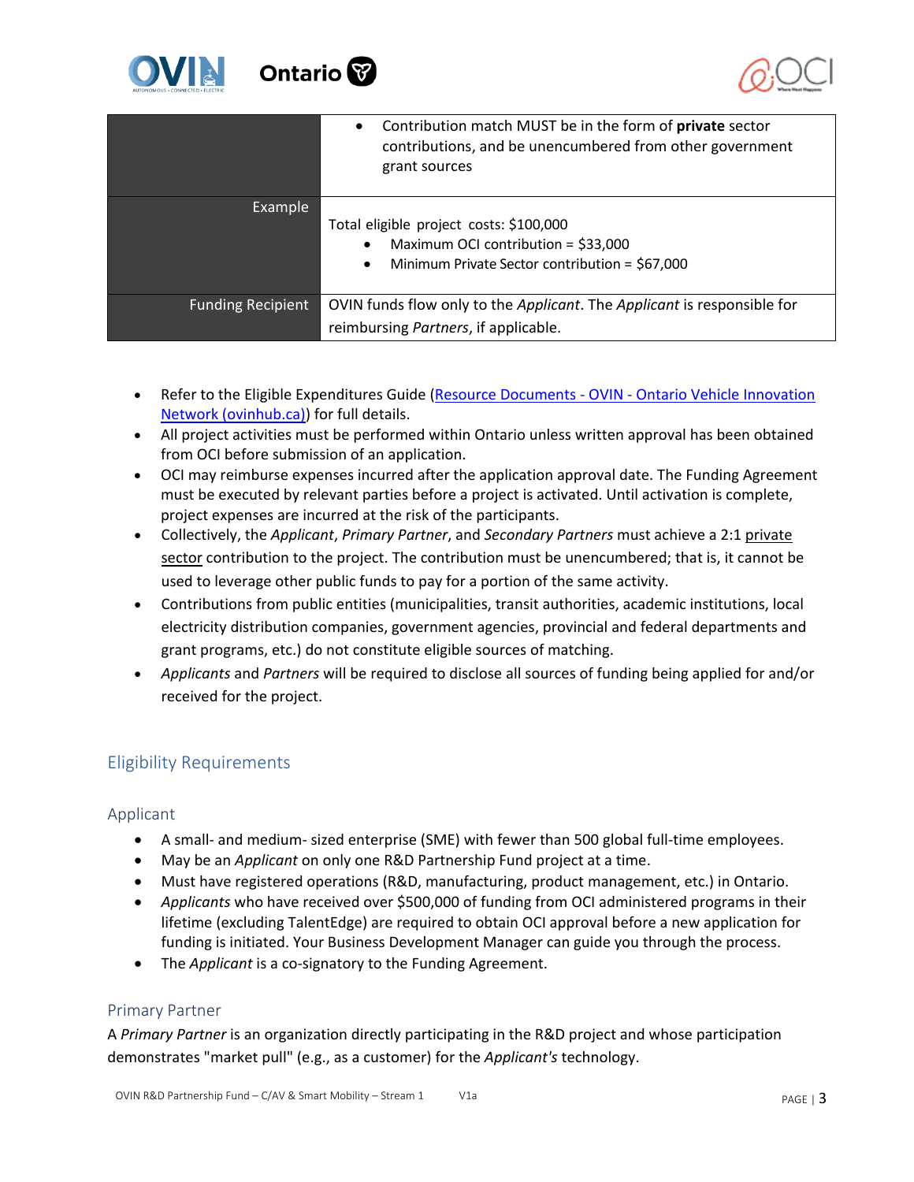|  |  |
| --- | --- |
|  | • Contribution match MUST be in the form of **private** sector contributions, and be unencumbered from other government grant sources |
| Example | Total eligible project costs: $100,000<br>• Maximum OCI contribution = $33,000<br>• Minimum Private Sector contribution = $67,000 |
| Funding Recipient | OVIN funds flow only to the *Applicant*. The *Applicant* is responsible for reimbursing *Partners*, if applicable. |

- Refer to the Eligible Expenditures Guide ([Resource Documents - OVIN - Ontario Vehicle Innovation Network (ovinhub.ca)](Resource Documents - OVIN - Ontario Vehicle Innovation Network (ovinhub.ca))) for full details.
- All project activities must be performed within Ontario unless written approval has been obtained from OCI before submission of an application.
- OCI may reimburse expenses incurred after the application approval date. The Funding Agreement must be executed by relevant parties before a project is activated. Until activation is complete, project expenses are incurred at the risk of the participants.
- Collectively, the *Applicant*, *Primary Partner*, and *Secondary Partners* must achieve a 2:1 private sector contribution to the project. The contribution must be unencumbered; that is, it cannot be used to leverage other public funds to pay for a portion of the same activity.
- Contributions from public entities (municipalities, transit authorities, academic institutions, local electricity distribution companies, government agencies, provincial and federal departments and grant programs, etc.) do not constitute eligible sources of matching.
- *Applicants* and *Partners* will be required to disclose all sources of funding being applied for and/or received for the project.

## Eligibility Requirements

### Applicant

- A small- and medium- sized enterprise (SME) with fewer than 500 global full-time employees.
- May be an *Applicant* on only one R&D Partnership Fund project at a time.
- Must have registered operations (R&D, manufacturing, product management, etc.) in Ontario.
- *Applicants* who have received over $500,000 of funding from OCI administered programs in their lifetime (excluding TalentEdge) are required to obtain OCI approval before a new application for funding is initiated. Your Business Development Manager can guide you through the process.
- The *Applicant* is a co-signatory to the Funding Agreement.

### Primary Partner

A *Primary Partner* is an organization directly participating in the R&D project and whose participation demonstrates "market pull" (e.g., as a customer) for the *Applicant's* technology.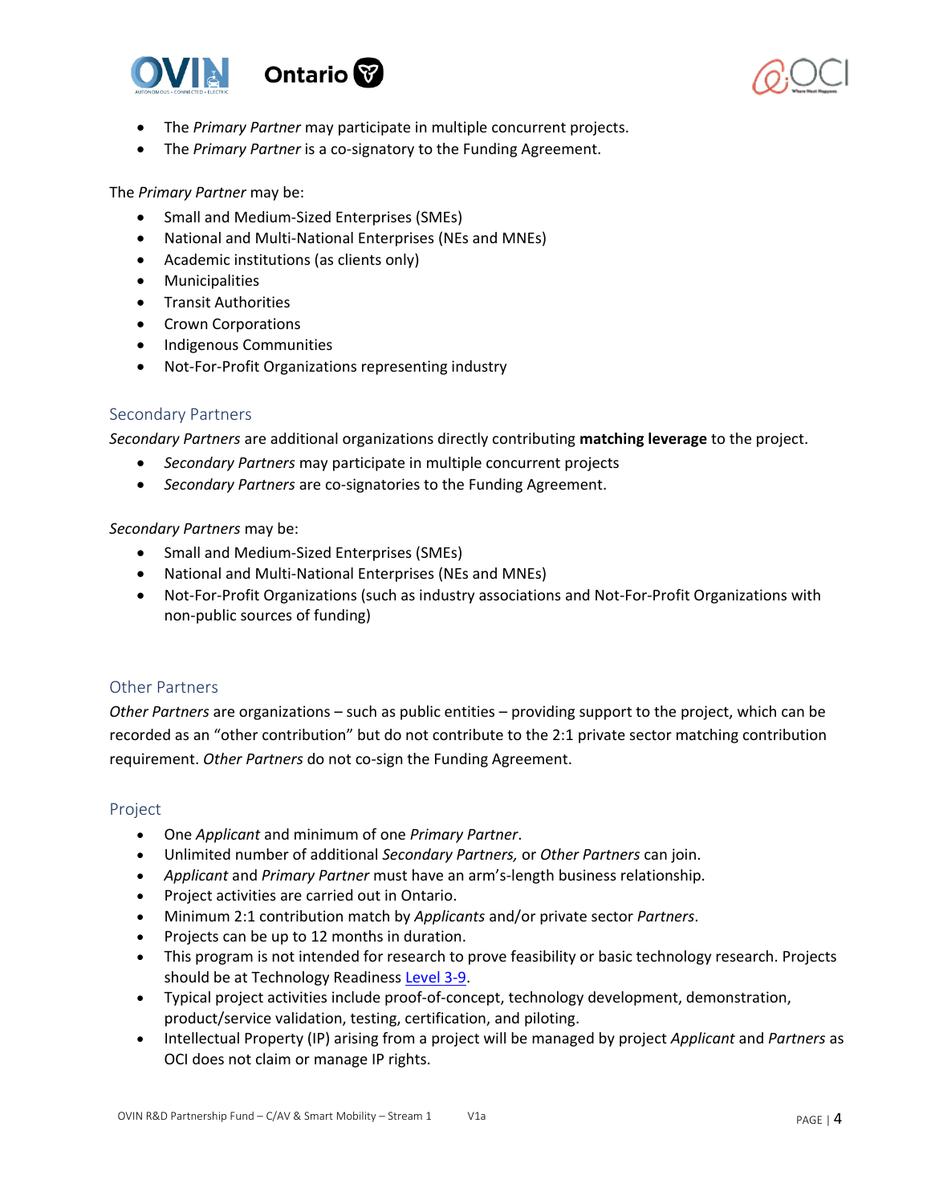- The *Primary Partner* may participate in multiple concurrent projects.
- The *Primary Partner* is a co-signatory to the Funding Agreement.

The *Primary Partner* may be:

- Small and Medium-Sized Enterprises (SMEs)
- National and Multi-National Enterprises (NEs and MNEs)
- Academic institutions (as clients only)
- Municipalities
- Transit Authorities
- Crown Corporations
- Indigenous Communities
- Not-For-Profit Organizations representing industry

## Secondary Partners

*Secondary Partners* are additional organizations directly contributing **matching leverage** to the project.

- *Secondary Partners* may participate in multiple concurrent projects
- *Secondary Partners* are co-signatories to the Funding Agreement.

*Secondary Partners* may be:

- Small and Medium-Sized Enterprises (SMEs)
- National and Multi-National Enterprises (NEs and MNEs)
- Not-For-Profit Organizations (such as industry associations and Not-For-Profit Organizations with non-public sources of funding)

## Other Partners

*Other Partners* are organizations – such as public entities – providing support to the project, which can be recorded as an "other contribution" but do not contribute to the 2:1 private sector matching contribution requirement. *Other Partners* do not co-sign the Funding Agreement.

## Project

- One *Applicant* and minimum of one *Primary Partner*.
- Unlimited number of additional *Secondary Partners,* or *Other Partners* can join.
- *Applicant* and *Primary Partner* must have an arm's-length business relationship.
- Project activities are carried out in Ontario.
- Minimum 2:1 contribution match by *Applicants* and/or private sector *Partners*.
- Projects can be up to 12 months in duration.
- This program is not intended for research to prove feasibility or basic technology research. Projects should be at Technology Readiness Level 3-9.
- Typical project activities include proof-of-concept, technology development, demonstration, product/service validation, testing, certification, and piloting.
- Intellectual Property (IP) arising from a project will be managed by project *Applicant* and *Partners* as OCI does not claim or manage IP rights.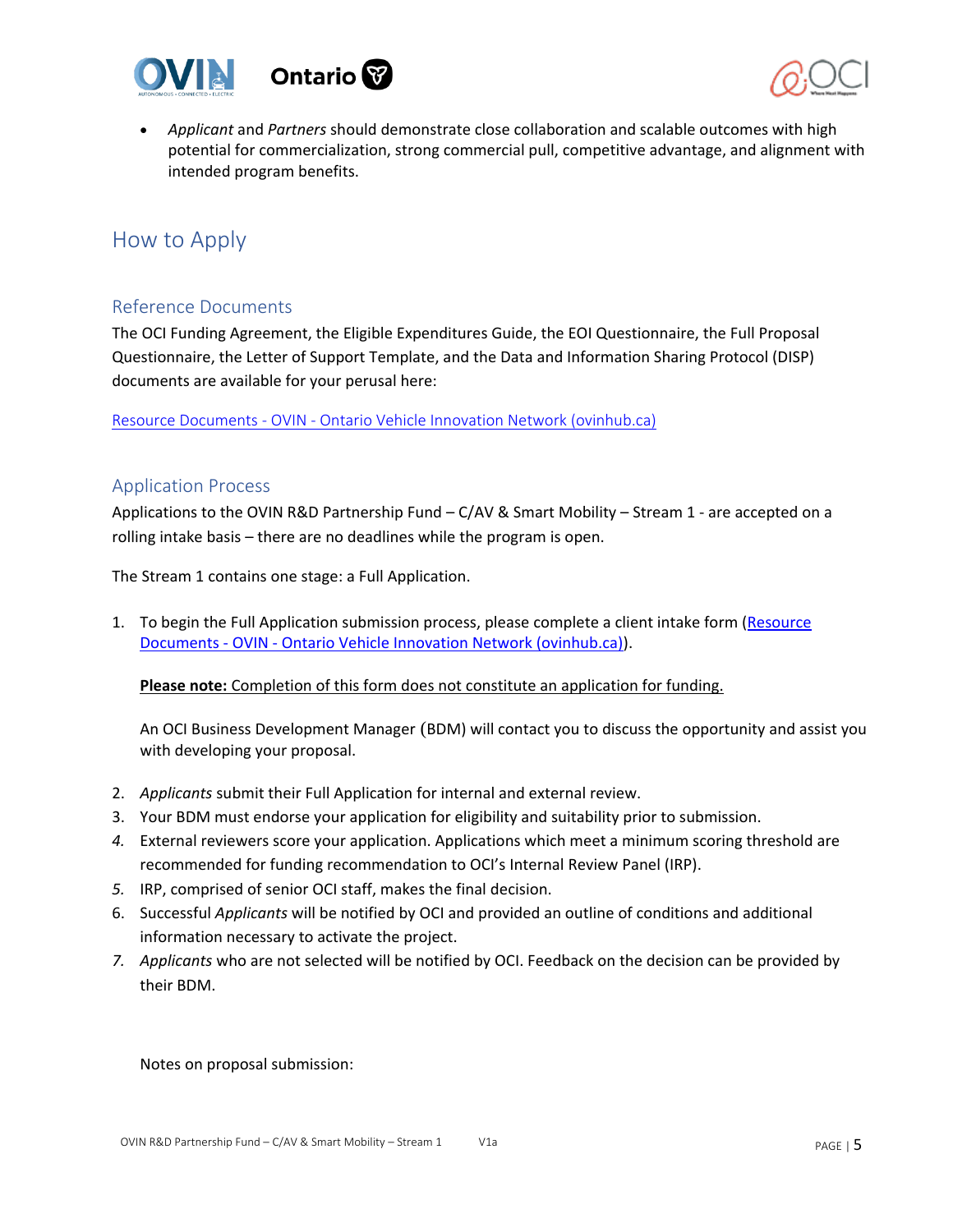- *Applicant* and *Partners* should demonstrate close collaboration and scalable outcomes with high potential for commercialization, strong commercial pull, competitive advantage, and alignment with intended program benefits.

# How to Apply

## Reference Documents

The OCI Funding Agreement, the Eligible Expenditures Guide, the EOI Questionnaire, the Full Proposal Questionnaire, the Letter of Support Template, and the Data and Information Sharing Protocol (DISP) documents are available for your perusal here:

[Resource Documents - OVIN - Ontario Vehicle Innovation Network (ovinhub.ca)](https://ovinhub.ca)

## Application Process

Applications to the OVIN R&D Partnership Fund – C/AV & Smart Mobility – Stream 1 - are accepted on a rolling intake basis – there are no deadlines while the program is open.

The Stream 1 contains one stage: a Full Application.

1. To begin the Full Application submission process, please complete a client intake form ([Resource Documents - OVIN - Ontario Vehicle Innovation Network (ovinhub.ca)](https://ovinhub.ca)).

   **Please note:** Completion of this form does not constitute an application for funding.

   An OCI Business Development Manager (BDM) will contact you to discuss the opportunity and assist you with developing your proposal.

2. *Applicants* submit their Full Application for internal and external review.
3. Your BDM must endorse your application for eligibility and suitability prior to submission.
4. External reviewers score your application. Applications which meet a minimum scoring threshold are recommended for funding recommendation to OCI's Internal Review Panel (IRP).
5. IRP, comprised of senior OCI staff, makes the final decision.
6. Successful *Applicants* will be notified by OCI and provided an outline of conditions and additional information necessary to activate the project.
7. *Applicants* who are not selected will be notified by OCI. Feedback on the decision can be provided by their BDM.

Notes on proposal submission: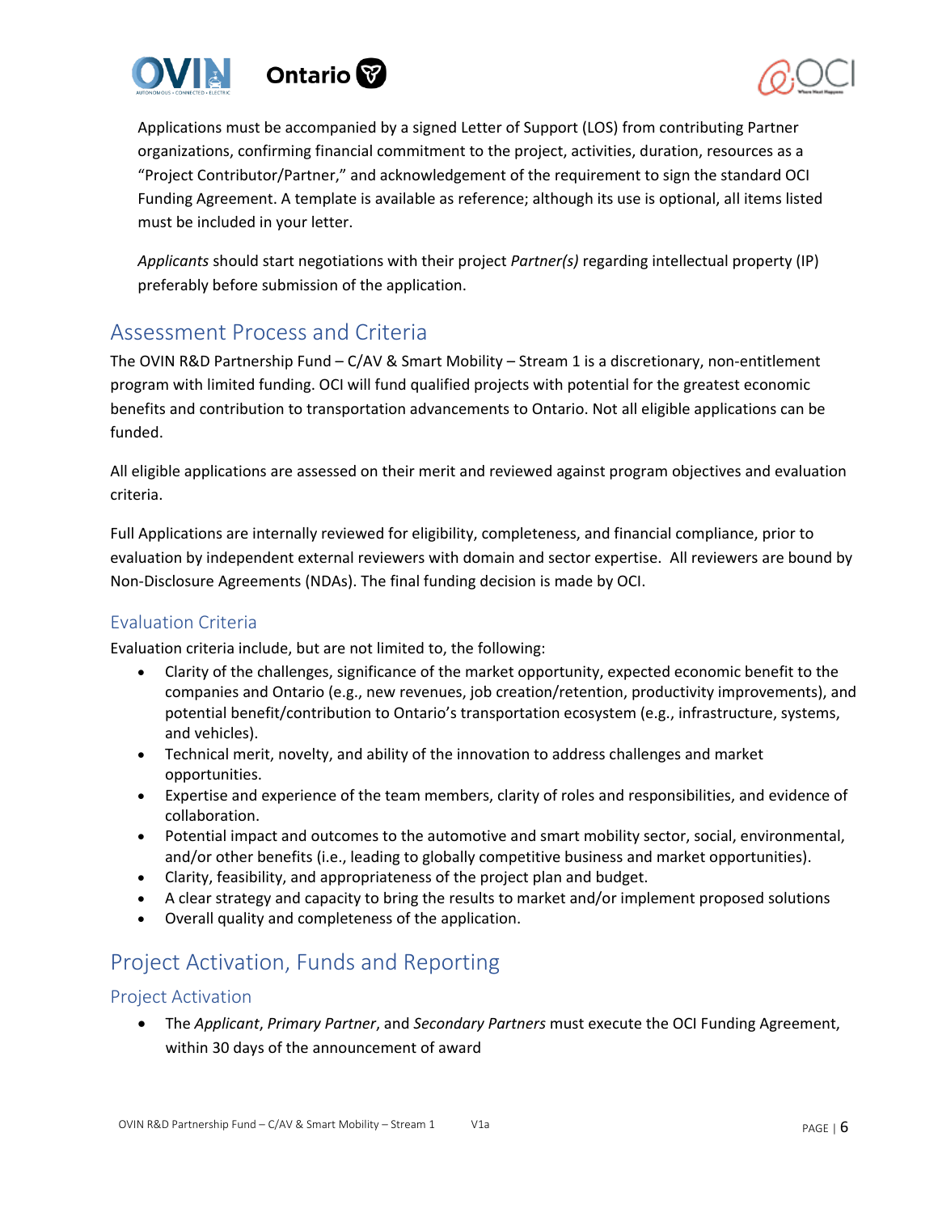Applications must be accompanied by a signed Letter of Support (LOS) from contributing Partner organizations, confirming financial commitment to the project, activities, duration, resources as a "Project Contributor/Partner," and acknowledgement of the requirement to sign the standard OCI Funding Agreement. A template is available as reference; although its use is optional, all items listed must be included in your letter.

*Applicants* should start negotiations with their project *Partner(s)* regarding intellectual property (IP) preferably before submission of the application.

## Assessment Process and Criteria

The OVIN R&D Partnership Fund – C/AV & Smart Mobility – Stream 1 is a discretionary, non-entitlement program with limited funding. OCI will fund qualified projects with potential for the greatest economic benefits and contribution to transportation advancements to Ontario. Not all eligible applications can be funded.

All eligible applications are assessed on their merit and reviewed against program objectives and evaluation criteria.

Full Applications are internally reviewed for eligibility, completeness, and financial compliance, prior to evaluation by independent external reviewers with domain and sector expertise. All reviewers are bound by Non-Disclosure Agreements (NDAs). The final funding decision is made by OCI.

### Evaluation Criteria

Evaluation criteria include, but are not limited to, the following:

- Clarity of the challenges, significance of the market opportunity, expected economic benefit to the companies and Ontario (e.g., new revenues, job creation/retention, productivity improvements), and potential benefit/contribution to Ontario's transportation ecosystem (e.g., infrastructure, systems, and vehicles).
- Technical merit, novelty, and ability of the innovation to address challenges and market opportunities.
- Expertise and experience of the team members, clarity of roles and responsibilities, and evidence of collaboration.
- Potential impact and outcomes to the automotive and smart mobility sector, social, environmental, and/or other benefits (i.e., leading to globally competitive business and market opportunities).
- Clarity, feasibility, and appropriateness of the project plan and budget.
- A clear strategy and capacity to bring the results to market and/or implement proposed solutions
- Overall quality and completeness of the application.

## Project Activation, Funds and Reporting

### Project Activation

- The *Applicant*, *Primary Partner*, and *Secondary Partners* must execute the OCI Funding Agreement, within 30 days of the announcement of award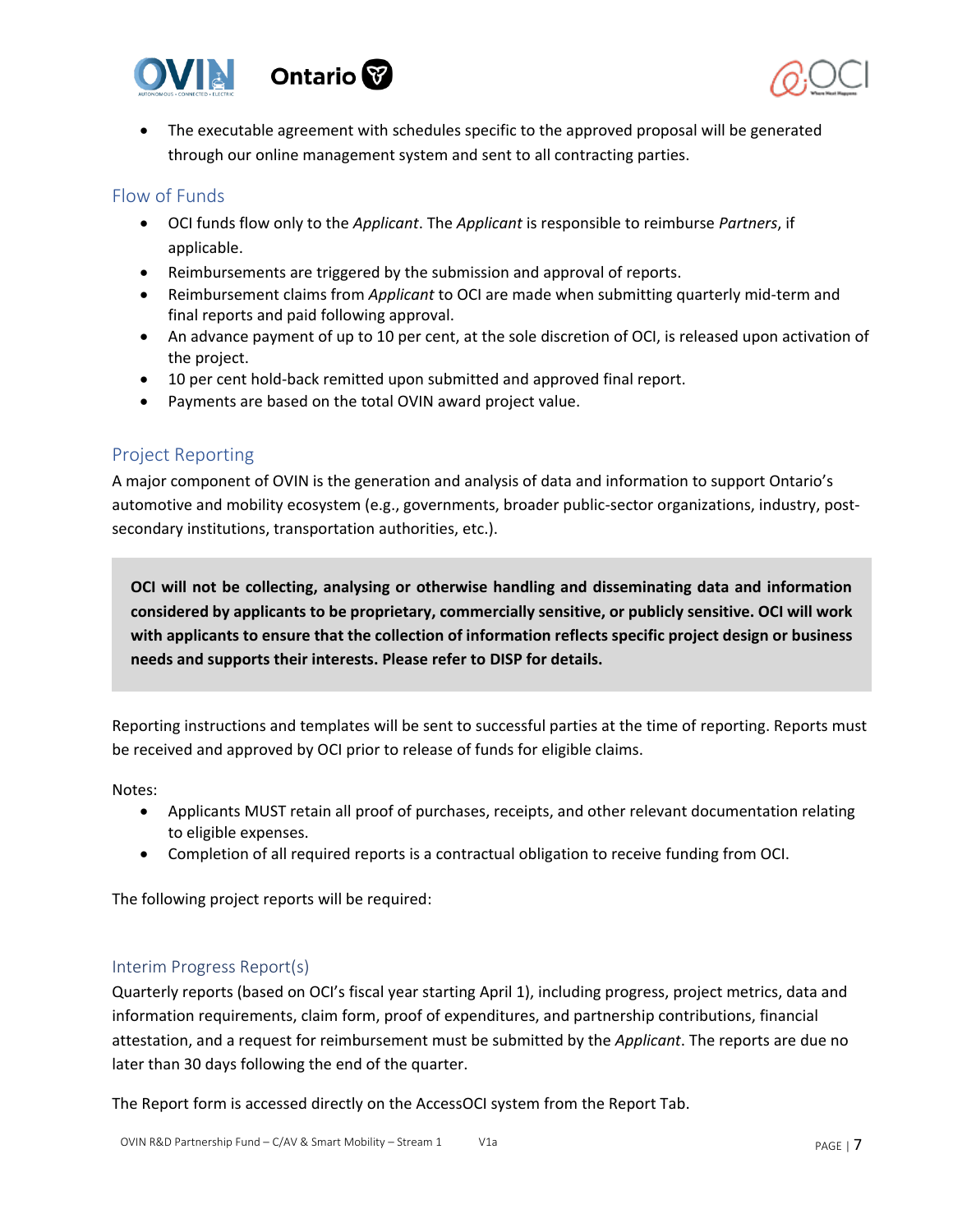- The executable agreement with schedules specific to the approved proposal will be generated through our online management system and sent to all contracting parties.

## Flow of Funds

- OCI funds flow only to the *Applicant*. The *Applicant* is responsible to reimburse *Partners*, if applicable.
- Reimbursements are triggered by the submission and approval of reports.
- Reimbursement claims from *Applicant* to OCI are made when submitting quarterly mid-term and final reports and paid following approval.
- An advance payment of up to 10 per cent, at the sole discretion of OCI, is released upon activation of the project.
- 10 per cent hold-back remitted upon submitted and approved final report.
- Payments are based on the total OVIN award project value.

## Project Reporting

A major component of OVIN is the generation and analysis of data and information to support Ontario's automotive and mobility ecosystem (e.g., governments, broader public-sector organizations, industry, post-secondary institutions, transportation authorities, etc.).

**OCI will not be collecting, analysing or otherwise handling and disseminating data and information considered by applicants to be proprietary, commercially sensitive, or publicly sensitive. OCI will work with applicants to ensure that the collection of information reflects specific project design or business needs and supports their interests. Please refer to DISP for details.**

Reporting instructions and templates will be sent to successful parties at the time of reporting. Reports must be received and approved by OCI prior to release of funds for eligible claims.

Notes:

- Applicants MUST retain all proof of purchases, receipts, and other relevant documentation relating to eligible expenses.
- Completion of all required reports is a contractual obligation to receive funding from OCI.

The following project reports will be required:

### Interim Progress Report(s)

Quarterly reports (based on OCI's fiscal year starting April 1), including progress, project metrics, data and information requirements, claim form, proof of expenditures, and partnership contributions, financial attestation, and a request for reimbursement must be submitted by the *Applicant*. The reports are due no later than 30 days following the end of the quarter.

The Report form is accessed directly on the AccessOCI system from the Report Tab.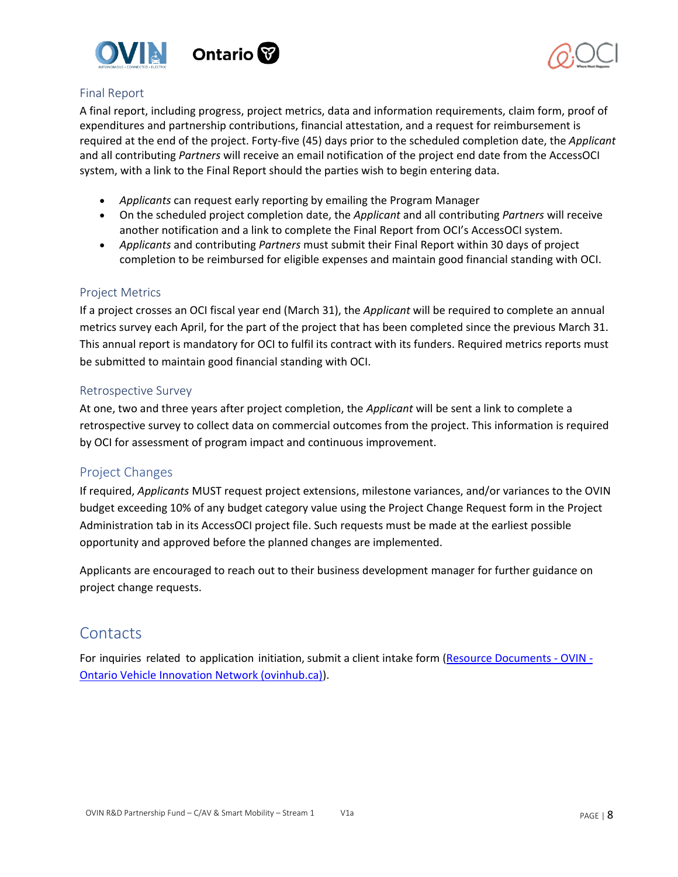### Final Report

A final report, including progress, project metrics, data and information requirements, claim form, proof of expenditures and partnership contributions, financial attestation, and a request for reimbursement is required at the end of the project. Forty-five (45) days prior to the scheduled completion date, the *Applicant* and all contributing *Partners* will receive an email notification of the project end date from the AccessOCI system, with a link to the Final Report should the parties wish to begin entering data.

- *Applicants* can request early reporting by emailing the Program Manager
- On the scheduled project completion date, the *Applicant* and all contributing *Partners* will receive another notification and a link to complete the Final Report from OCI's AccessOCI system.
- *Applicants* and contributing *Partners* must submit their Final Report within 30 days of project completion to be reimbursed for eligible expenses and maintain good financial standing with OCI.

### Project Metrics

If a project crosses an OCI fiscal year end (March 31), the *Applicant* will be required to complete an annual metrics survey each April, for the part of the project that has been completed since the previous March 31. This annual report is mandatory for OCI to fulfil its contract with its funders. Required metrics reports must be submitted to maintain good financial standing with OCI.

### Retrospective Survey

At one, two and three years after project completion, the *Applicant* will be sent a link to complete a retrospective survey to collect data on commercial outcomes from the project. This information is required by OCI for assessment of program impact and continuous improvement.

### Project Changes

If required, *Applicants* MUST request project extensions, milestone variances, and/or variances to the OVIN budget exceeding 10% of any budget category value using the Project Change Request form in the Project Administration tab in its AccessOCI project file. Such requests must be made at the earliest possible opportunity and approved before the planned changes are implemented.

Applicants are encouraged to reach out to their business development manager for further guidance on project change requests.

## Contacts

For inquiries related to application initiation, submit a client intake form ([Resource Documents - OVIN - Ontario Vehicle Innovation Network (ovinhub.ca)]).